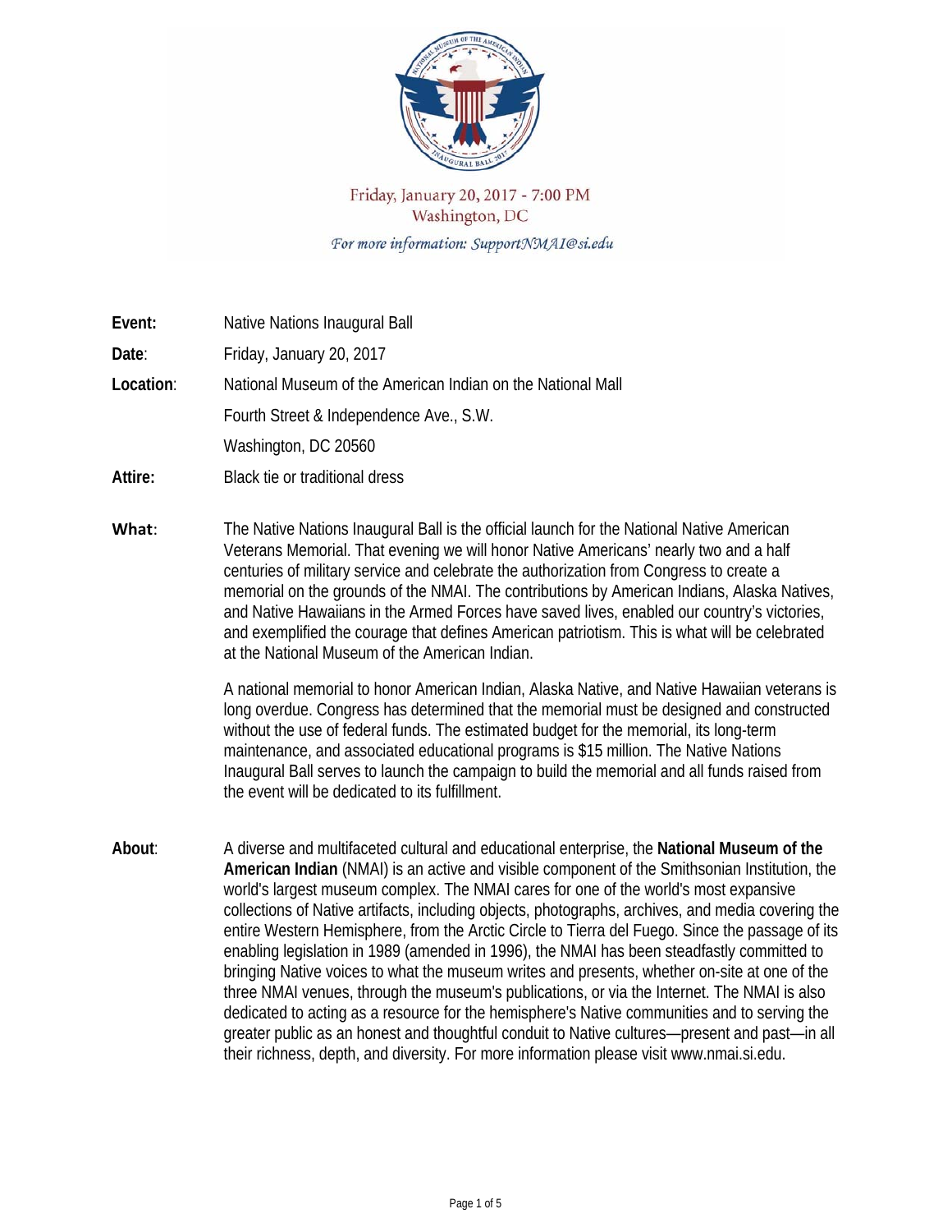Friday, January 20, 2017 - 7:00 PM
Washington, DC
*For more information: SupportNMAI@si.edu*

**Event:** Native Nations Inaugural Ball

**Date**: Friday, January 20, 2017

**Location**: National Museum of the American Indian on the National Mall
Fourth Street & Independence Ave., S.W.
Washington, DC 20560

**Attire:** Black tie or traditional dress

**What**: The Native Nations Inaugural Ball is the official launch for the National Native American Veterans Memorial. That evening we will honor Native Americans' nearly two and a half centuries of military service and celebrate the authorization from Congress to create a memorial on the grounds of the NMAI. The contributions by American Indians, Alaska Natives, and Native Hawaiians in the Armed Forces have saved lives, enabled our country's victories, and exemplified the courage that defines American patriotism. This is what will be celebrated at the National Museum of the American Indian.

A national memorial to honor American Indian, Alaska Native, and Native Hawaiian veterans is long overdue. Congress has determined that the memorial must be designed and constructed without the use of federal funds. The estimated budget for the memorial, its long-term maintenance, and associated educational programs is $15 million. The Native Nations Inaugural Ball serves to launch the campaign to build the memorial and all funds raised from the event will be dedicated to its fulfillment.

**About**: A diverse and multifaceted cultural and educational enterprise, the **National Museum of the American Indian** (NMAI) is an active and visible component of the Smithsonian Institution, the world's largest museum complex. The NMAI cares for one of the world's most expansive collections of Native artifacts, including objects, photographs, archives, and media covering the entire Western Hemisphere, from the Arctic Circle to Tierra del Fuego. Since the passage of its enabling legislation in 1989 (amended in 1996), the NMAI has been steadfastly committed to bringing Native voices to what the museum writes and presents, whether on-site at one of the three NMAI venues, through the museum's publications, or via the Internet. The NMAI is also dedicated to acting as a resource for the hemisphere's Native communities and to serving the greater public as an honest and thoughtful conduit to Native cultures—present and past—in all their richness, depth, and diversity. For more information please visit www.nmai.si.edu.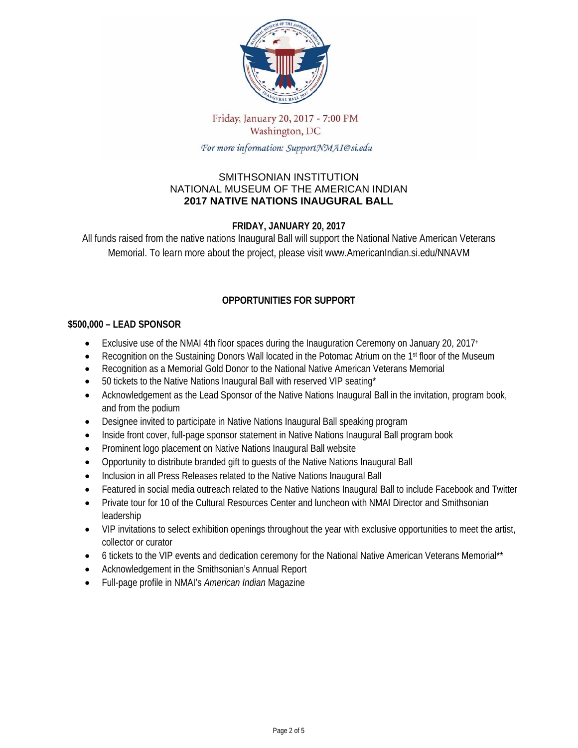Friday, January 20, 2017 - 7:00 PM
Washington, DC

*For more information: SupportNMAI@si.edu*

SMITHSONIAN INSTITUTION
NATIONAL MUSEUM OF THE AMERICAN INDIAN
**2017 NATIVE NATIONS INAUGURAL BALL**

**FRIDAY, JANUARY 20, 2017**

All funds raised from the native nations Inaugural Ball will support the National Native American Veterans Memorial. To learn more about the project, please visit www.AmericanIndian.si.edu/NNAVM

## OPPORTUNITIES FOR SUPPORT

### $500,000 – LEAD SPONSOR

- Exclusive use of the NMAI 4th floor spaces during the Inauguration Ceremony on January 20, 2017+
- Recognition on the Sustaining Donors Wall located in the Potomac Atrium on the 1st floor of the Museum
- Recognition as a Memorial Gold Donor to the National Native American Veterans Memorial
- 50 tickets to the Native Nations Inaugural Ball with reserved VIP seating*
- Acknowledgement as the Lead Sponsor of the Native Nations Inaugural Ball in the invitation, program book, and from the podium
- Designee invited to participate in Native Nations Inaugural Ball speaking program
- Inside front cover, full-page sponsor statement in Native Nations Inaugural Ball program book
- Prominent logo placement on Native Nations Inaugural Ball website
- Opportunity to distribute branded gift to guests of the Native Nations Inaugural Ball
- Inclusion in all Press Releases related to the Native Nations Inaugural Ball
- Featured in social media outreach related to the Native Nations Inaugural Ball to include Facebook and Twitter
- Private tour for 10 of the Cultural Resources Center and luncheon with NMAI Director and Smithsonian leadership
- VIP invitations to select exhibition openings throughout the year with exclusive opportunities to meet the artist, collector or curator
- 6 tickets to the VIP events and dedication ceremony for the National Native American Veterans Memorial**
- Acknowledgement in the Smithsonian's Annual Report
- Full-page profile in NMAI's *American Indian* Magazine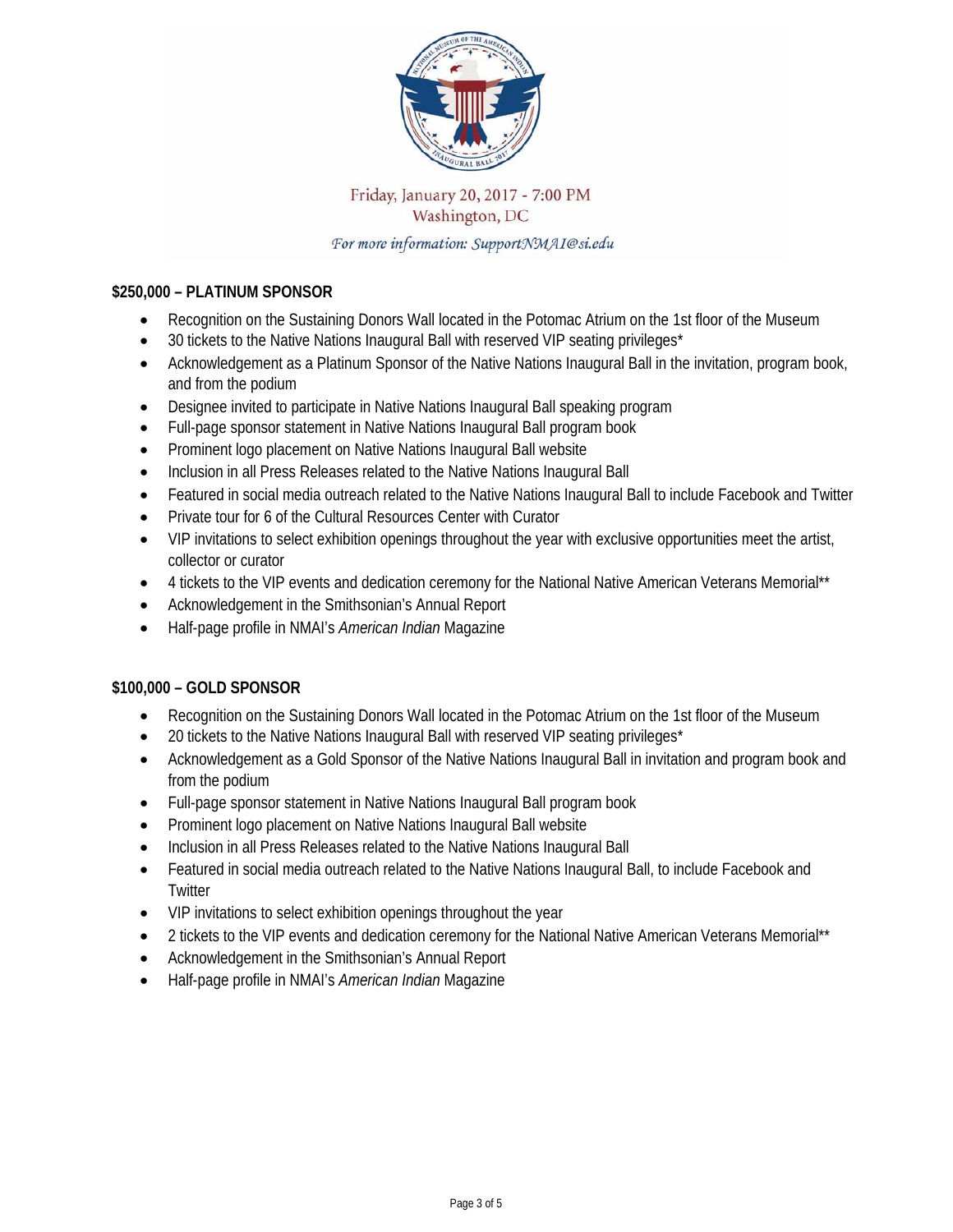Friday, January 20, 2017 - 7:00 PM
Washington, DC

*For more information: SupportNMAI@si.edu*

**$250,000 – PLATINUM SPONSOR**

- Recognition on the Sustaining Donors Wall located in the Potomac Atrium on the 1st floor of the Museum
- 30 tickets to the Native Nations Inaugural Ball with reserved VIP seating privileges*
- Acknowledgement as a Platinum Sponsor of the Native Nations Inaugural Ball in the invitation, program book, and from the podium
- Designee invited to participate in Native Nations Inaugural Ball speaking program
- Full-page sponsor statement in Native Nations Inaugural Ball program book
- Prominent logo placement on Native Nations Inaugural Ball website
- Inclusion in all Press Releases related to the Native Nations Inaugural Ball
- Featured in social media outreach related to the Native Nations Inaugural Ball to include Facebook and Twitter
- Private tour for 6 of the Cultural Resources Center with Curator
- VIP invitations to select exhibition openings throughout the year with exclusive opportunities meet the artist, collector or curator
- 4 tickets to the VIP events and dedication ceremony for the National Native American Veterans Memorial**
- Acknowledgement in the Smithsonian's Annual Report
- Half-page profile in NMAI's *American Indian* Magazine

**$100,000 – GOLD SPONSOR**

- Recognition on the Sustaining Donors Wall located in the Potomac Atrium on the 1st floor of the Museum
- 20 tickets to the Native Nations Inaugural Ball with reserved VIP seating privileges*
- Acknowledgement as a Gold Sponsor of the Native Nations Inaugural Ball in invitation and program book and from the podium
- Full-page sponsor statement in Native Nations Inaugural Ball program book
- Prominent logo placement on Native Nations Inaugural Ball website
- Inclusion in all Press Releases related to the Native Nations Inaugural Ball
- Featured in social media outreach related to the Native Nations Inaugural Ball, to include Facebook and Twitter
- VIP invitations to select exhibition openings throughout the year
- 2 tickets to the VIP events and dedication ceremony for the National Native American Veterans Memorial**
- Acknowledgement in the Smithsonian's Annual Report
- Half-page profile in NMAI's *American Indian* Magazine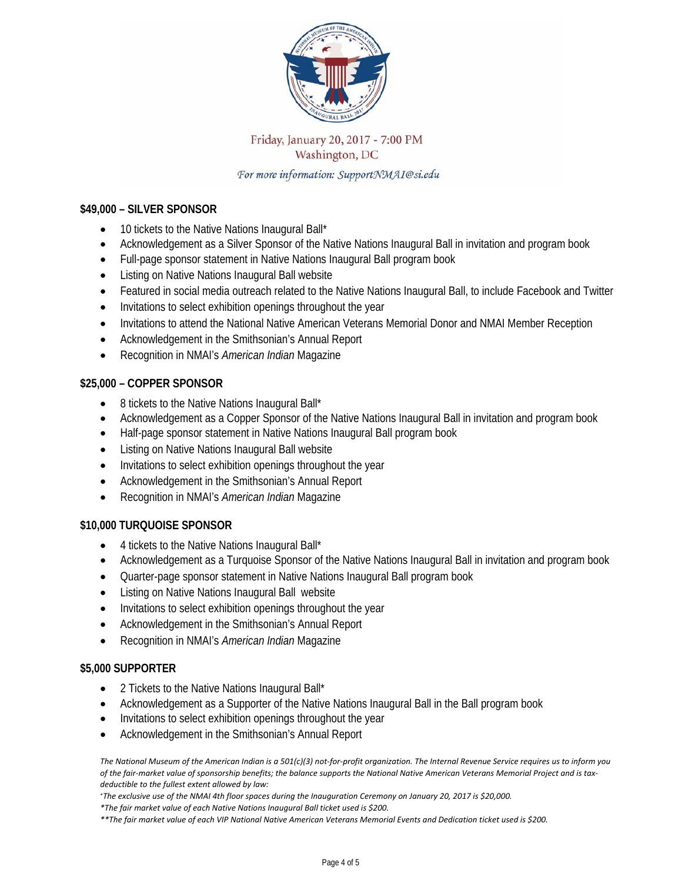Friday, January 20, 2017 - 7:00 PM
Washington, DC
*For more information: SupportNMAI@si.edu*

**$49,000 – SILVER SPONSOR**

- 10 tickets to the Native Nations Inaugural Ball*
- Acknowledgement as a Silver Sponsor of the Native Nations Inaugural Ball in invitation and program book
- Full-page sponsor statement in Native Nations Inaugural Ball program book
- Listing on Native Nations Inaugural Ball website
- Featured in social media outreach related to the Native Nations Inaugural Ball, to include Facebook and Twitter
- Invitations to select exhibition openings throughout the year
- Invitations to attend the National Native American Veterans Memorial Donor and NMAI Member Reception
- Acknowledgement in the Smithsonian's Annual Report
- Recognition in NMAI's *American Indian* Magazine

**$25,000 – COPPER SPONSOR**

- 8 tickets to the Native Nations Inaugural Ball*
- Acknowledgement as a Copper Sponsor of the Native Nations Inaugural Ball in invitation and program book
- Half-page sponsor statement in Native Nations Inaugural Ball program book
- Listing on Native Nations Inaugural Ball website
- Invitations to select exhibition openings throughout the year
- Acknowledgement in the Smithsonian's Annual Report
- Recognition in NMAI's *American Indian* Magazine

**$10,000 TURQUOISE SPONSOR**

- 4 tickets to the Native Nations Inaugural Ball*
- Acknowledgement as a Turquoise Sponsor of the Native Nations Inaugural Ball in invitation and program book
- Quarter-page sponsor statement in Native Nations Inaugural Ball program book
- Listing on Native Nations Inaugural Ball website
- Invitations to select exhibition openings throughout the year
- Acknowledgement in the Smithsonian's Annual Report
- Recognition in NMAI's *American Indian* Magazine

**$5,000 SUPPORTER**

- 2 Tickets to the Native Nations Inaugural Ball*
- Acknowledgement as a Supporter of the Native Nations Inaugural Ball in the Ball program book
- Invitations to select exhibition openings throughout the year
- Acknowledgement in the Smithsonian's Annual Report

*The National Museum of the American Indian is a 501(c)(3) not-for-profit organization. The Internal Revenue Service requires us to inform you of the fair-market value of sponsorship benefits; the balance supports the National Native American Veterans Memorial Project and is tax-deductible to the fullest extent allowed by law:*

*+The exclusive use of the NMAI 4th floor spaces during the Inauguration Ceremony on January 20, 2017 is $20,000.*

*\*The fair market value of each Native Nations Inaugural Ball ticket used is $200.*

*\*\*The fair market value of each VIP National Native American Veterans Memorial Events and Dedication ticket used is $200.*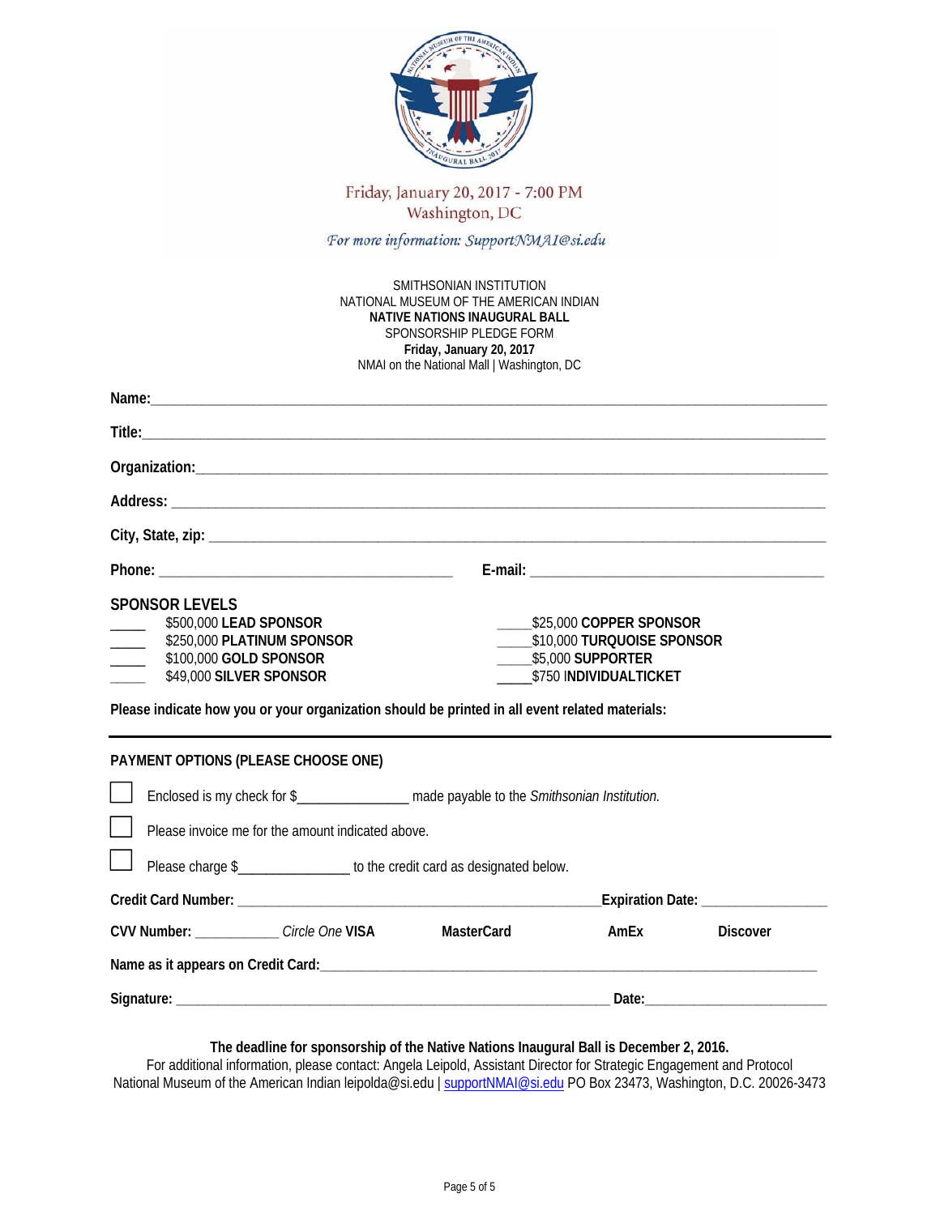Friday, January 20, 2017 - 7:00 PM
Washington, DC

*For more information: SupportNMAI@si.edu*

SMITHSONIAN INSTITUTION
NATIONAL MUSEUM OF THE AMERICAN INDIAN
**NATIVE NATIONS INAUGURAL BALL**
SPONSORSHIP PLEDGE FORM
**Friday, January 20, 2017**
NMAI on the National Mall | Washington, DC

**Name:**______________________________________________________________________

**Title:**_______________________________________________________________________

**Organization:**_________________________________________________________________

**Address:** _____________________________________________________________________

**City, State, zip:** _______________________________________________________________

**Phone:** ____________________________________ **E-mail:** ____________________________________

## SPONSOR LEVELS

_____ $500,000 **LEAD SPONSOR**
_____ $250,000 **PLATINUM SPONSOR**
_____ $100,000 **GOLD SPONSOR**
_____ $49,000 **SILVER SPONSOR**
_____$25,000 **COPPER SPONSOR**
_____$10,000 **TURQUOISE SPONSOR**
_____$5,000 **SUPPORTER**
_____$750 **INDIVIDUALTICKET**

**Please indicate how you or your organization should be printed in all event related materials:**

---

## PAYMENT OPTIONS (PLEASE CHOOSE ONE)

☐ Enclosed is my check for $_______________ made payable to the *Smithsonian Institution.*

☐ Please invoice me for the amount indicated above.

☐ Please charge $_______________ to the credit card as designated below.

**Credit Card Number:** ___________________________________________________ **Expiration Date:** _________________

**CVV Number:** ___________ *Circle One* **VISA** **MasterCard** **AmEx** **Discover**

**Name as it appears on Credit Card:**_____________________________________________________________

**Signature:** ____________________________________________________________ **Date:**________________________

**The deadline for sponsorship of the Native Nations Inaugural Ball is December 2, 2016.**
For additional information, please contact: Angela Leipold, Assistant Director for Strategic Engagement and Protocol
National Museum of the American Indian leipolda@si.edu | supportNMAI@si.edu PO Box 23473, Washington, D.C. 20026-3473